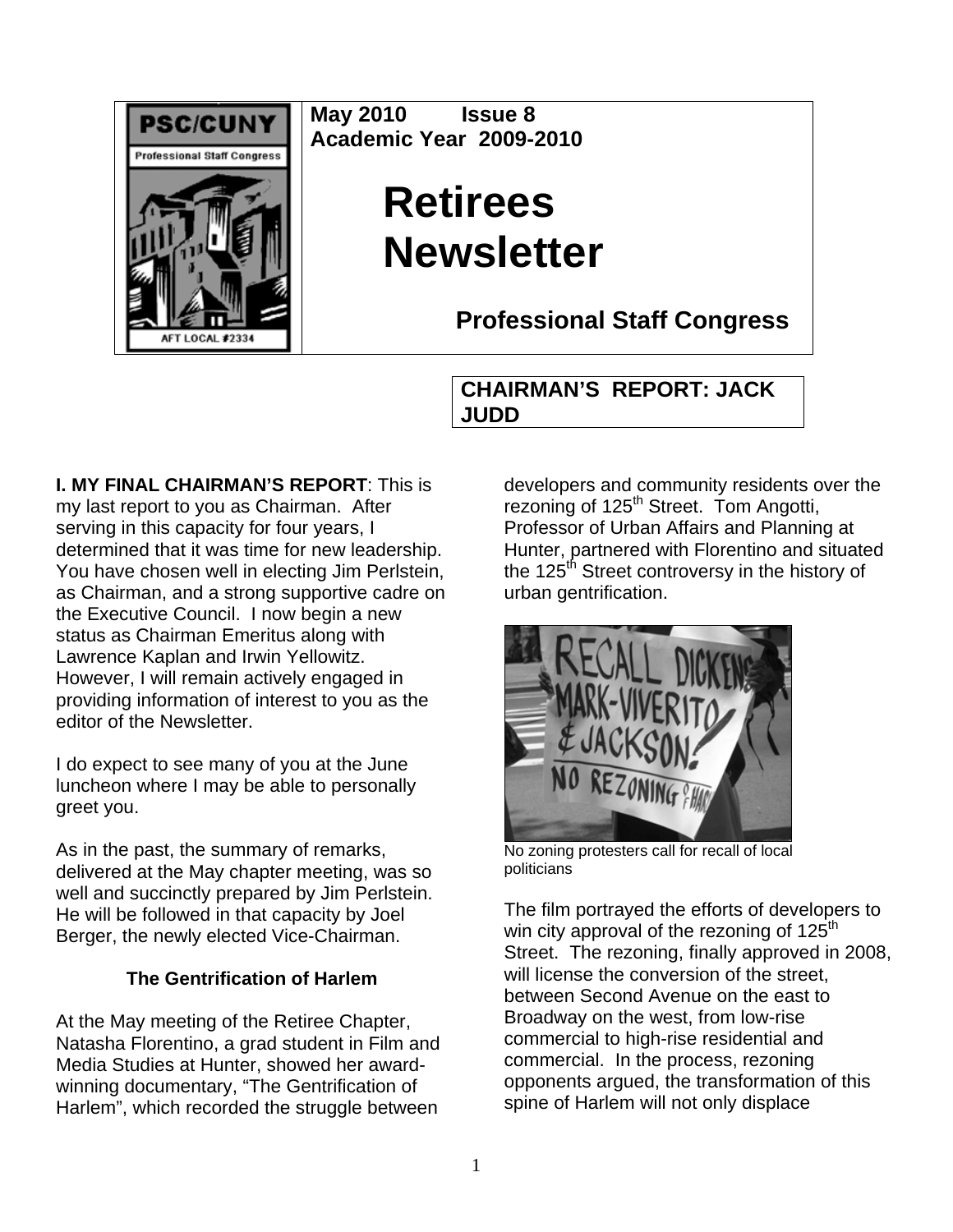May 2010 Issue 8
Academic Year 2009-2010

# Retirees Newsletter

## Professional Staff Congress

## CHAIRMAN'S REPORT: JACK JUDD

**I. MY FINAL CHAIRMAN'S REPORT**: This is my last report to you as Chairman. After serving in this capacity for four years, I determined that it was time for new leadership. You have chosen well in electing Jim Perlstein, as Chairman, and a strong supportive cadre on the Executive Council. I now begin a new status as Chairman Emeritus along with Lawrence Kaplan and Irwin Yellowitz. However, I will remain actively engaged in providing information of interest to you as the editor of the Newsletter.

I do expect to see many of you at the June luncheon where I may be able to personally greet you.

As in the past, the summary of remarks, delivered at the May chapter meeting, was so well and succinctly prepared by Jim Perlstein. He will be followed in that capacity by Joel Berger, the newly elected Vice-Chairman.

### The Gentrification of Harlem

At the May meeting of the Retiree Chapter, Natasha Florentino, a grad student in Film and Media Studies at Hunter, showed her award-winning documentary, "The Gentrification of Harlem", which recorded the struggle between developers and community residents over the rezoning of 125th Street. Tom Angotti, Professor of Urban Affairs and Planning at Hunter, partnered with Florentino and situated the 125th Street controversy in the history of urban gentrification.

No zoning protesters call for recall of local politicians

The film portrayed the efforts of developers to win city approval of the rezoning of 125th Street. The rezoning, finally approved in 2008, will license the conversion of the street, between Second Avenue on the east to Broadway on the west, from low-rise commercial to high-rise residential and commercial. In the process, rezoning opponents argued, the transformation of this spine of Harlem will not only displace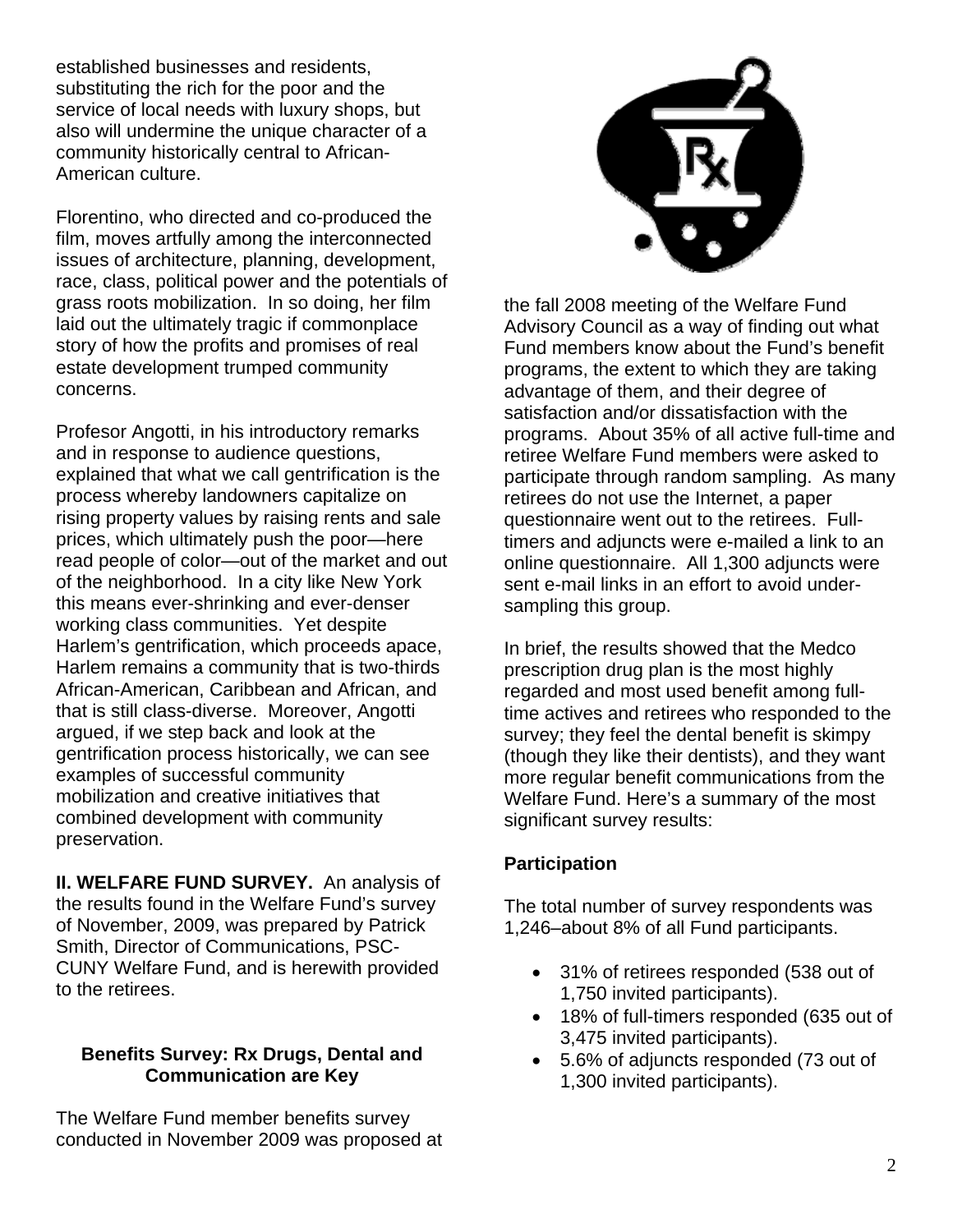established businesses and residents, substituting the rich for the poor and the service of local needs with luxury shops, but also will undermine the unique character of a community historically central to African-American culture.

Florentino, who directed and co-produced the film, moves artfully among the interconnected issues of architecture, planning, development, race, class, political power and the potentials of grass roots mobilization. In so doing, her film laid out the ultimately tragic if commonplace story of how the profits and promises of real estate development trumped community concerns.

Profesor Angotti, in his introductory remarks and in response to audience questions, explained that what we call gentrification is the process whereby landowners capitalize on rising property values by raising rents and sale prices, which ultimately push the poor—here read people of color—out of the market and out of the neighborhood. In a city like New York this means ever-shrinking and ever-denser working class communities. Yet despite Harlem's gentrification, which proceeds apace, Harlem remains a community that is two-thirds African-American, Caribbean and African, and that is still class-diverse. Moreover, Angotti argued, if we step back and look at the gentrification process historically, we can see examples of successful community mobilization and creative initiatives that combined development with community preservation.

**II. WELFARE FUND SURVEY.** An analysis of the results found in the Welfare Fund's survey of November, 2009, was prepared by Patrick Smith, Director of Communications, PSC-CUNY Welfare Fund, and is herewith provided to the retirees.

### Benefits Survey: Rx Drugs, Dental and Communication are Key

The Welfare Fund member benefits survey conducted in November 2009 was proposed at the fall 2008 meeting of the Welfare Fund Advisory Council as a way of finding out what Fund members know about the Fund's benefit programs, the extent to which they are taking advantage of them, and their degree of satisfaction and/or dissatisfaction with the programs. About 35% of all active full-time and retiree Welfare Fund members were asked to participate through random sampling. As many retirees do not use the Internet, a paper questionnaire went out to the retirees. Full-timers and adjuncts were e-mailed a link to an online questionnaire. All 1,300 adjuncts were sent e-mail links in an effort to avoid under-sampling this group.

In brief, the results showed that the Medco prescription drug plan is the most highly regarded and most used benefit among full-time actives and retirees who responded to the survey; they feel the dental benefit is skimpy (though they like their dentists), and they want more regular benefit communications from the Welfare Fund. Here's a summary of the most significant survey results:

**Participation**

The total number of survey respondents was 1,246–about 8% of all Fund participants.

- 31% of retirees responded (538 out of 1,750 invited participants).
- 18% of full-timers responded (635 out of 3,475 invited participants).
- 5.6% of adjuncts responded (73 out of 1,300 invited participants).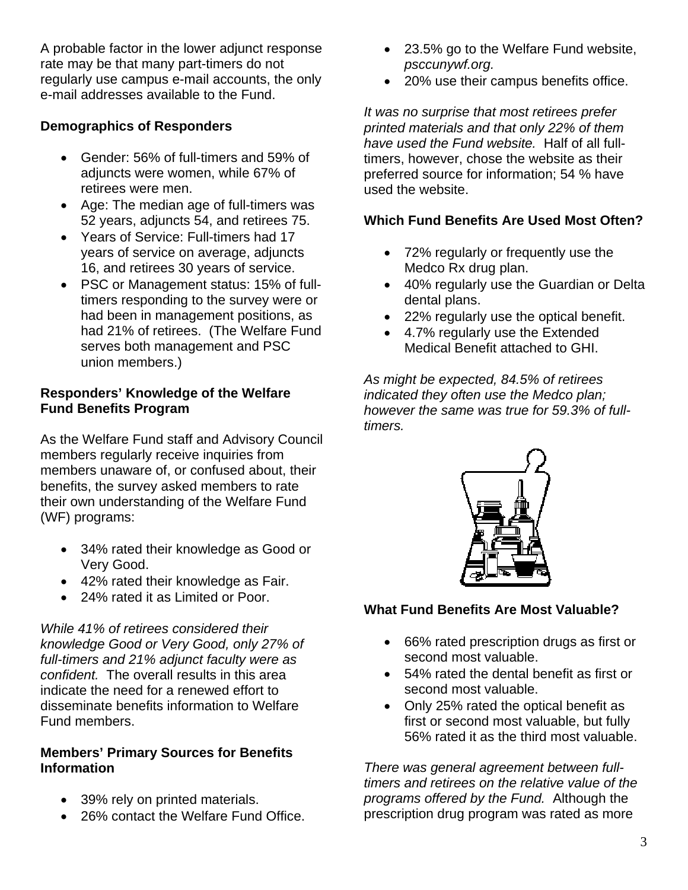A probable factor in the lower adjunct response rate may be that many part-timers do not regularly use campus e-mail accounts, the only e-mail addresses available to the Fund.

**Demographics of Responders**

- Gender: 56% of full-timers and 59% of adjuncts were women, while 67% of retirees were men.
- Age: The median age of full-timers was 52 years, adjuncts 54, and retirees 75.
- Years of Service: Full-timers had 17 years of service on average, adjuncts 16, and retirees 30 years of service.
- PSC or Management status: 15% of full-timers responding to the survey were or had been in management positions, as had 21% of retirees. (The Welfare Fund serves both management and PSC union members.)

**Responders' Knowledge of the Welfare Fund Benefits Program**

As the Welfare Fund staff and Advisory Council members regularly receive inquiries from members unaware of, or confused about, their benefits, the survey asked members to rate their own understanding of the Welfare Fund (WF) programs:

- 34% rated their knowledge as Good or Very Good.
- 42% rated their knowledge as Fair.
- 24% rated it as Limited or Poor.

*While 41% of retirees considered their knowledge Good or Very Good, only 27% of full-timers and 21% adjunct faculty were as confident.* The overall results in this area indicate the need for a renewed effort to disseminate benefits information to Welfare Fund members.

**Members' Primary Sources for Benefits Information**

- 39% rely on printed materials.
- 26% contact the Welfare Fund Office.
- 23.5% go to the Welfare Fund website, *psccunywf.org.*
- 20% use their campus benefits office.

*It was no surprise that most retirees prefer printed materials and that only 22% of them have used the Fund website.* Half of all full-timers, however, chose the website as their preferred source for information; 54 % have used the website.

**Which Fund Benefits Are Used Most Often?**

- 72% regularly or frequently use the Medco Rx drug plan.
- 40% regularly use the Guardian or Delta dental plans.
- 22% regularly use the optical benefit.
- 4.7% regularly use the Extended Medical Benefit attached to GHI.

*As might be expected, 84.5% of retirees indicated they often use the Medco plan; however the same was true for 59.3% of full-timers.*

**What Fund Benefits Are Most Valuable?**

- 66% rated prescription drugs as first or second most valuable.
- 54% rated the dental benefit as first or second most valuable.
- Only 25% rated the optical benefit as first or second most valuable, but fully 56% rated it as the third most valuable.

*There was general agreement between full-timers and retirees on the relative value of the programs offered by the Fund.* Although the prescription drug program was rated as more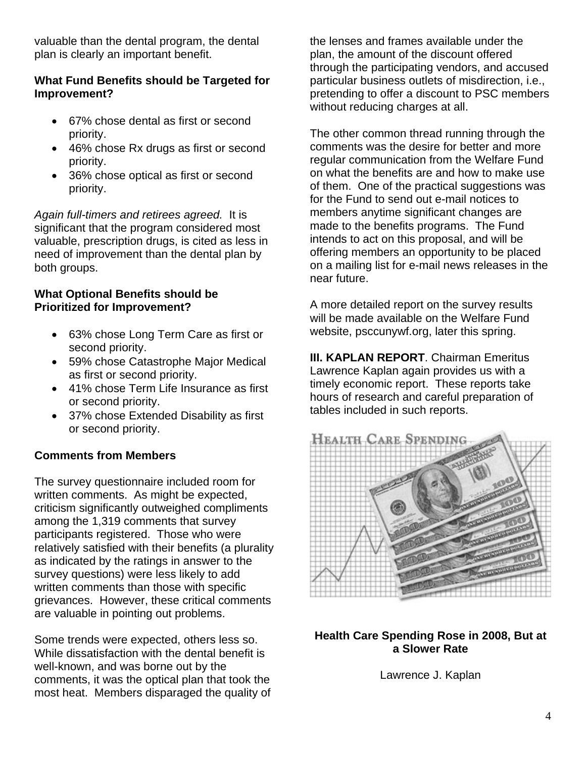valuable than the dental program, the dental plan is clearly an important benefit.

**What Fund Benefits should be Targeted for Improvement?**

- 67% chose dental as first or second priority.
- 46% chose Rx drugs as first or second priority.
- 36% chose optical as first or second priority.

*Again full-timers and retirees agreed.* It is significant that the program considered most valuable, prescription drugs, is cited as less in need of improvement than the dental plan by both groups.

**What Optional Benefits should be Prioritized for Improvement?**

- 63% chose Long Term Care as first or second priority.
- 59% chose Catastrophe Major Medical as first or second priority.
- 41% chose Term Life Insurance as first or second priority.
- 37% chose Extended Disability as first or second priority.

**Comments from Members**

The survey questionnaire included room for written comments. As might be expected, criticism significantly outweighed compliments among the 1,319 comments that survey participants registered. Those who were relatively satisfied with their benefits (a plurality as indicated by the ratings in answer to the survey questions) were less likely to add written comments than those with specific grievances. However, these critical comments are valuable in pointing out problems.

Some trends were expected, others less so. While dissatisfaction with the dental benefit is well-known, and was borne out by the comments, it was the optical plan that took the most heat. Members disparaged the quality of the lenses and frames available under the plan, the amount of the discount offered through the participating vendors, and accused particular business outlets of misdirection, i.e., pretending to offer a discount to PSC members without reducing charges at all.

The other common thread running through the comments was the desire for better and more regular communication from the Welfare Fund on what the benefits are and how to make use of them. One of the practical suggestions was for the Fund to send out e-mail notices to members anytime significant changes are made to the benefits programs. The Fund intends to act on this proposal, and will be offering members an opportunity to be placed on a mailing list for e-mail news releases in the near future.

A more detailed report on the survey results will be made available on the Welfare Fund website, psccunywf.org, later this spring.

**III. KAPLAN REPORT**. Chairman Emeritus Lawrence Kaplan again provides us with a timely economic report. These reports take hours of research and careful preparation of tables included in such reports.

**Health Care Spending Rose in 2008, But at a Slower Rate**

Lawrence J. Kaplan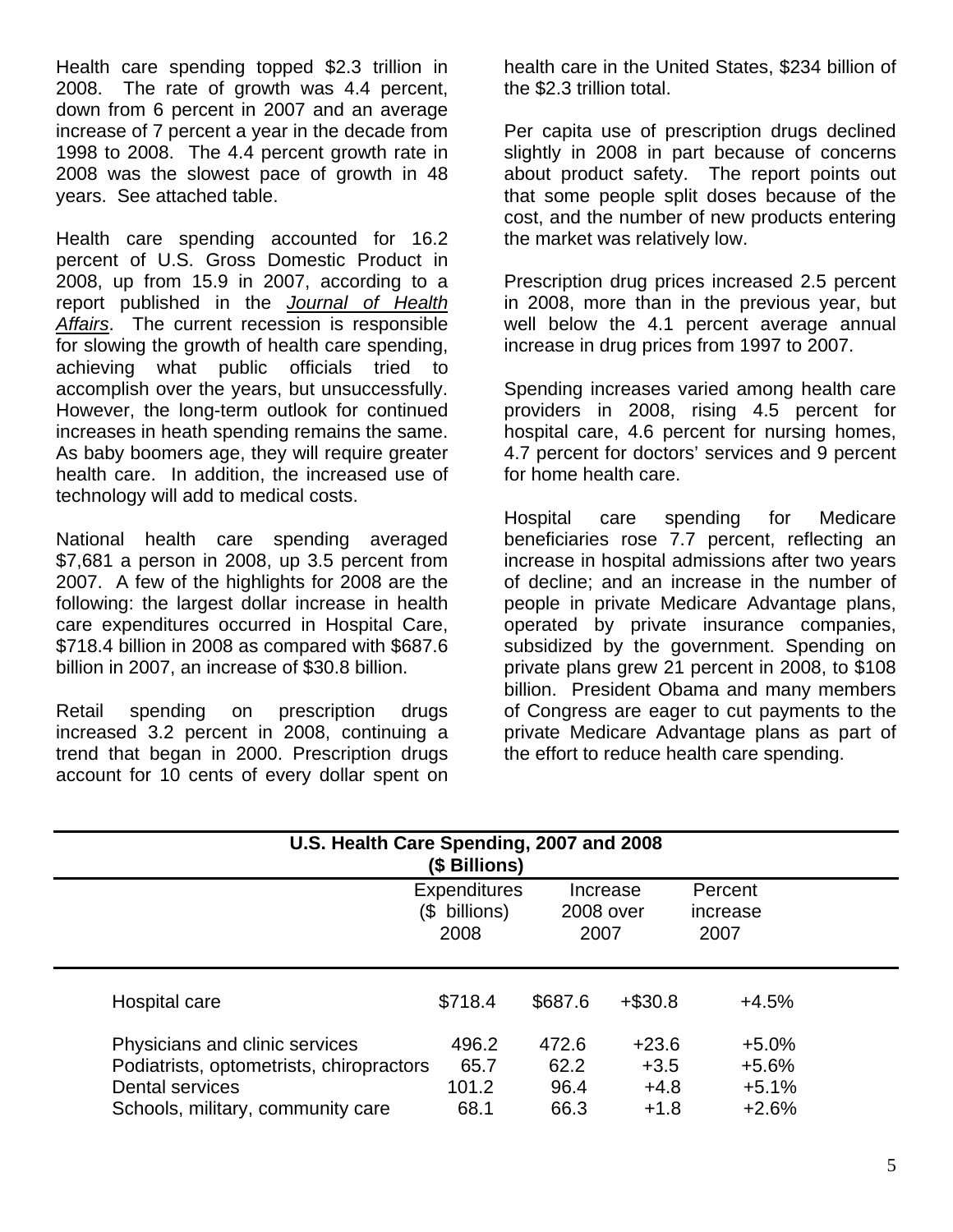Health care spending topped $2.3 trillion in 2008. The rate of growth was 4.4 percent, down from 6 percent in 2007 and an average increase of 7 percent a year in the decade from 1998 to 2008. The 4.4 percent growth rate in 2008 was the slowest pace of growth in 48 years. See attached table.

Health care spending accounted for 16.2 percent of U.S. Gross Domestic Product in 2008, up from 15.9 in 2007, according to a report published in the *Journal of Health Affairs*. The current recession is responsible for slowing the growth of health care spending, achieving what public officials tried to accomplish over the years, but unsuccessfully. However, the long-term outlook for continued increases in heath spending remains the same. As baby boomers age, they will require greater health care. In addition, the increased use of technology will add to medical costs.

National health care spending averaged $7,681 a person in 2008, up 3.5 percent from 2007. A few of the highlights for 2008 are the following: the largest dollar increase in health care expenditures occurred in Hospital Care, $718.4 billion in 2008 as compared with $687.6 billion in 2007, an increase of $30.8 billion.

Retail spending on prescription drugs increased 3.2 percent in 2008, continuing a trend that began in 2000. Prescription drugs account for 10 cents of every dollar spent on health care in the United States, $234 billion of the $2.3 trillion total.

Per capita use of prescription drugs declined slightly in 2008 in part because of concerns about product safety. The report points out that some people split doses because of the cost, and the number of new products entering the market was relatively low.

Prescription drug prices increased 2.5 percent in 2008, more than in the previous year, but well below the 4.1 percent average annual increase in drug prices from 1997 to 2007.

Spending increases varied among health care providers in 2008, rising 4.5 percent for hospital care, 4.6 percent for nursing homes, 4.7 percent for doctors' services and 9 percent for home health care.

Hospital care spending for Medicare beneficiaries rose 7.7 percent, reflecting an increase in hospital admissions after two years of decline; and an increase in the number of people in private Medicare Advantage plans, operated by private insurance companies, subsidized by the government. Spending on private plans grew 21 percent in 2008, to $108 billion. President Obama and many members of Congress are eager to cut payments to the private Medicare Advantage plans as part of the effort to reduce health care spending.

**U.S. Health Care Spending, 2007 and 2008**
**($ Billions)**

| | Expenditures ($ billions) 2008 | Increase 2008 over 2007 | | Percent increase 2007 |
|---|---|---|---|---|
| Hospital care | $718.4 | $687.6 | +$30.8 | +4.5% |
| Physicians and clinic services | 496.2 | 472.6 | +23.6 | +5.0% |
| Podiatrists, optometrists, chiropractors | 65.7 | 62.2 | +3.5 | +5.6% |
| Dental services | 101.2 | 96.4 | +4.8 | +5.1% |
| Schools, military, community care | 68.1 | 66.3 | +1.8 | +2.6% |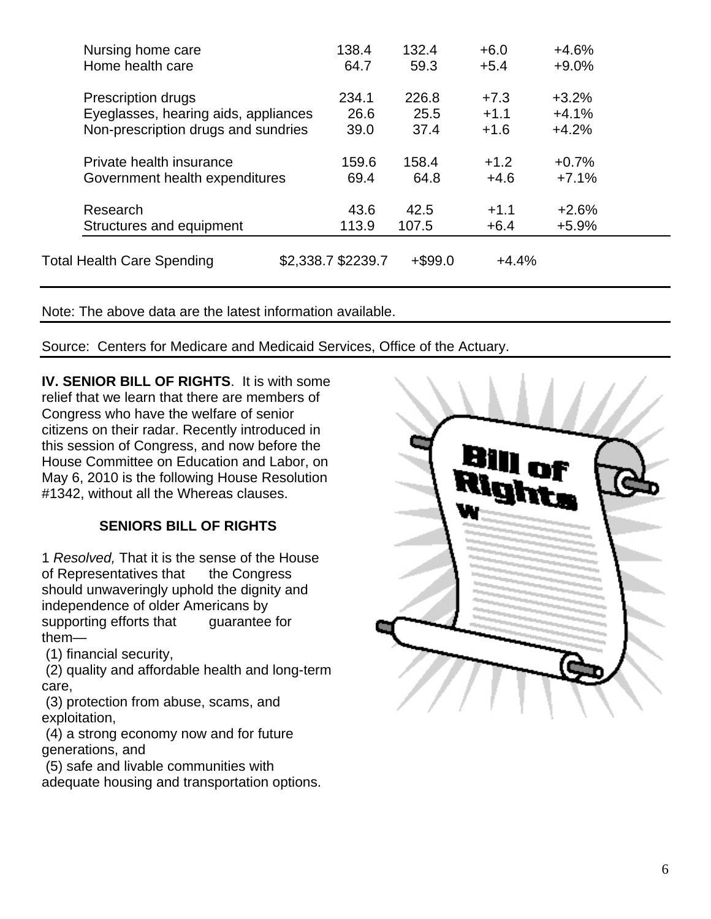| | | | | |
|---|---|---|---|---|
| Nursing home care | 138.4 | 132.4 | +6.0 | +4.6% |
| Home health care | 64.7 | 59.3 | +5.4 | +9.0% |
| Prescription drugs | 234.1 | 226.8 | +7.3 | +3.2% |
| Eyeglasses, hearing aids, appliances | 26.6 | 25.5 | +1.1 | +4.1% |
| Non-prescription drugs and sundries | 39.0 | 37.4 | +1.6 | +4.2% |
| Private health insurance | 159.6 | 158.4 | +1.2 | +0.7% |
| Government health expenditures | 69.4 | 64.8 | +4.6 | +7.1% |
| Research | 43.6 | 42.5 | +1.1 | +2.6% |
| Structures and equipment | 113.9 | 107.5 | +6.4 | +5.9% |
| Total Health Care Spending | $2,338.7 | $2239.7 | +$99.0 | +4.4% |

Note: The above data are the latest information available.

Source: Centers for Medicare and Medicaid Services, Office of the Actuary.

**IV. SENIOR BILL OF RIGHTS**. It is with some relief that we learn that there are members of Congress who have the welfare of senior citizens on their radar. Recently introduced in this session of Congress, and now before the House Committee on Education and Labor, on May 6, 2010 is the following House Resolution #1342, without all the Whereas clauses.

**SENIORS BILL OF RIGHTS**

1 *Resolved,* That it is the sense of the House of Representatives that the Congress should unwaveringly uphold the dignity and independence of older Americans by supporting efforts that guarantee for them—

(1) financial security,

(2) quality and affordable health and long-term care,

(3) protection from abuse, scams, and exploitation,

(4) a strong economy now and for future generations, and

(5) safe and livable communities with adequate housing and transportation options.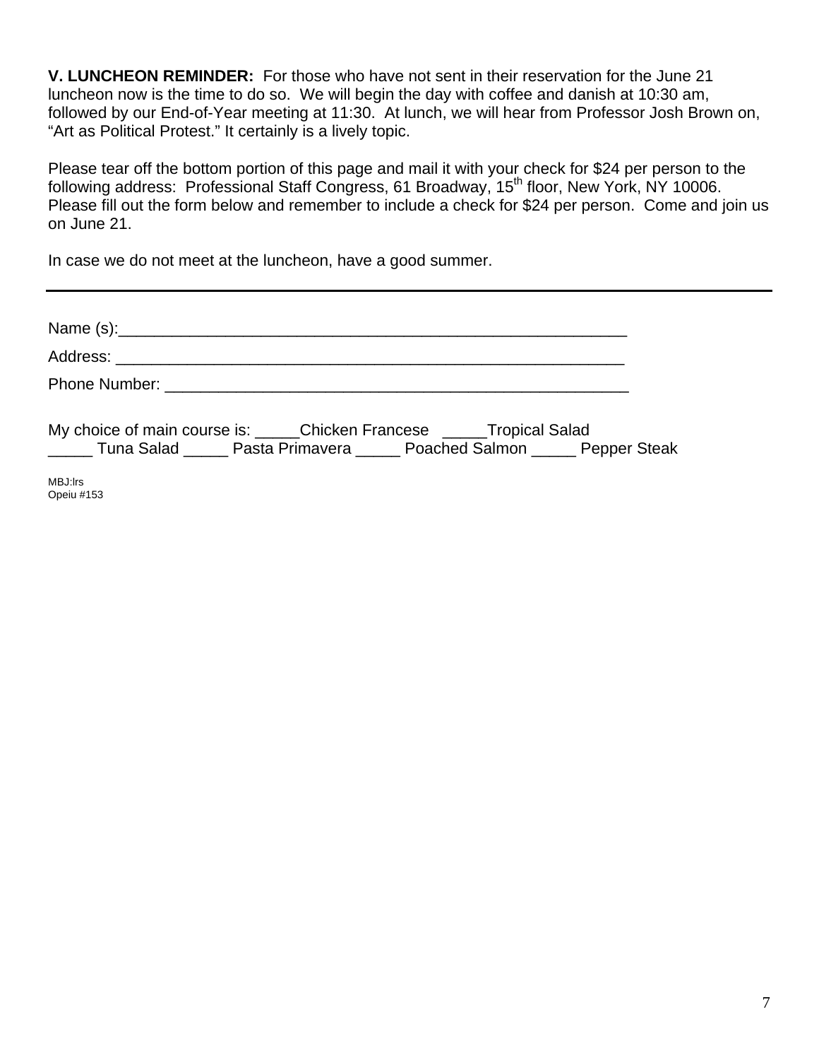**V. LUNCHEON REMINDER:** For those who have not sent in their reservation for the June 21 luncheon now is the time to do so. We will begin the day with coffee and danish at 10:30 am, followed by our End-of-Year meeting at 11:30. At lunch, we will hear from Professor Josh Brown on, "Art as Political Protest." It certainly is a lively topic.

Please tear off the bottom portion of this page and mail it with your check for $24 per person to the following address: Professional Staff Congress, 61 Broadway, 15th floor, New York, NY 10006. Please fill out the form below and remember to include a check for $24 per person. Come and join us on June 21.

In case we do not meet at the luncheon, have a good summer.

---

Name (s):___________________________________________________________

Address: ___________________________________________________________

Phone Number: ______________________________________________________

My choice of main course is: _____Chicken Francese _____Tropical Salad
_____ Tuna Salad _____ Pasta Primavera _____ Poached Salmon _____ Pepper Steak

MBJ:lrs
Opeiu #153